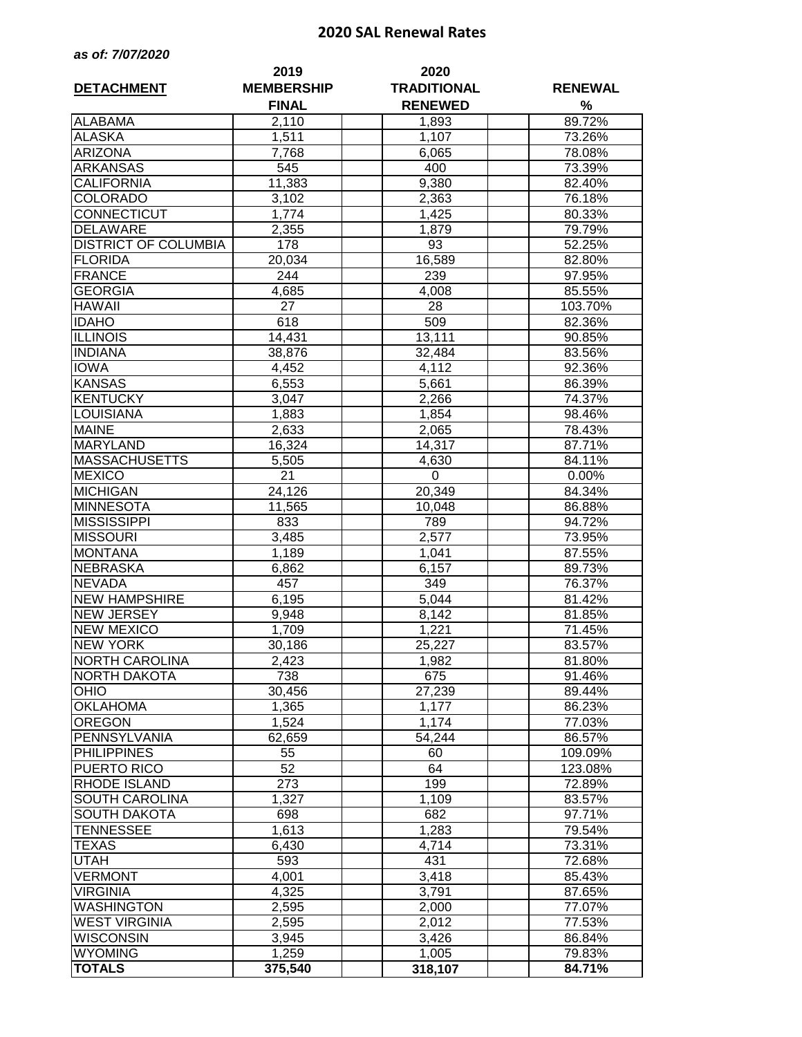# 2020 SAL Renewal Rates

***as of: 7/07/2020***

| DETACHMENT | 2019 MEMBERSHIP FINAL | 2020 TRADITIONAL RENEWED | RENEWAL % |
|---|---|---|---|
| ALABAMA | 2,110 | 1,893 | 89.72% |
| ALASKA | 1,511 | 1,107 | 73.26% |
| ARIZONA | 7,768 | 6,065 | 78.08% |
| ARKANSAS | 545 | 400 | 73.39% |
| CALIFORNIA | 11,383 | 9,380 | 82.40% |
| COLORADO | 3,102 | 2,363 | 76.18% |
| CONNECTICUT | 1,774 | 1,425 | 80.33% |
| DELAWARE | 2,355 | 1,879 | 79.79% |
| DISTRICT OF COLUMBIA | 178 | 93 | 52.25% |
| FLORIDA | 20,034 | 16,589 | 82.80% |
| FRANCE | 244 | 239 | 97.95% |
| GEORGIA | 4,685 | 4,008 | 85.55% |
| HAWAII | 27 | 28 | 103.70% |
| IDAHO | 618 | 509 | 82.36% |
| ILLINOIS | 14,431 | 13,111 | 90.85% |
| INDIANA | 38,876 | 32,484 | 83.56% |
| IOWA | 4,452 | 4,112 | 92.36% |
| KANSAS | 6,553 | 5,661 | 86.39% |
| KENTUCKY | 3,047 | 2,266 | 74.37% |
| LOUISIANA | 1,883 | 1,854 | 98.46% |
| MAINE | 2,633 | 2,065 | 78.43% |
| MARYLAND | 16,324 | 14,317 | 87.71% |
| MASSACHUSETTS | 5,505 | 4,630 | 84.11% |
| MEXICO | 21 | 0 | 0.00% |
| MICHIGAN | 24,126 | 20,349 | 84.34% |
| MINNESOTA | 11,565 | 10,048 | 86.88% |
| MISSISSIPPI | 833 | 789 | 94.72% |
| MISSOURI | 3,485 | 2,577 | 73.95% |
| MONTANA | 1,189 | 1,041 | 87.55% |
| NEBRASKA | 6,862 | 6,157 | 89.73% |
| NEVADA | 457 | 349 | 76.37% |
| NEW HAMPSHIRE | 6,195 | 5,044 | 81.42% |
| NEW JERSEY | 9,948 | 8,142 | 81.85% |
| NEW MEXICO | 1,709 | 1,221 | 71.45% |
| NEW YORK | 30,186 | 25,227 | 83.57% |
| NORTH CAROLINA | 2,423 | 1,982 | 81.80% |
| NORTH DAKOTA | 738 | 675 | 91.46% |
| OHIO | 30,456 | 27,239 | 89.44% |
| OKLAHOMA | 1,365 | 1,177 | 86.23% |
| OREGON | 1,524 | 1,174 | 77.03% |
| PENNSYLVANIA | 62,659 | 54,244 | 86.57% |
| PHILIPPINES | 55 | 60 | 109.09% |
| PUERTO RICO | 52 | 64 | 123.08% |
| RHODE ISLAND | 273 | 199 | 72.89% |
| SOUTH CAROLINA | 1,327 | 1,109 | 83.57% |
| SOUTH DAKOTA | 698 | 682 | 97.71% |
| TENNESSEE | 1,613 | 1,283 | 79.54% |
| TEXAS | 6,430 | 4,714 | 73.31% |
| UTAH | 593 | 431 | 72.68% |
| VERMONT | 4,001 | 3,418 | 85.43% |
| VIRGINIA | 4,325 | 3,791 | 87.65% |
| WASHINGTON | 2,595 | 2,000 | 77.07% |
| WEST VIRGINIA | 2,595 | 2,012 | 77.53% |
| WISCONSIN | 3,945 | 3,426 | 86.84% |
| WYOMING | 1,259 | 1,005 | 79.83% |
| **TOTALS** | **375,540** | **318,107** | **84.71%** |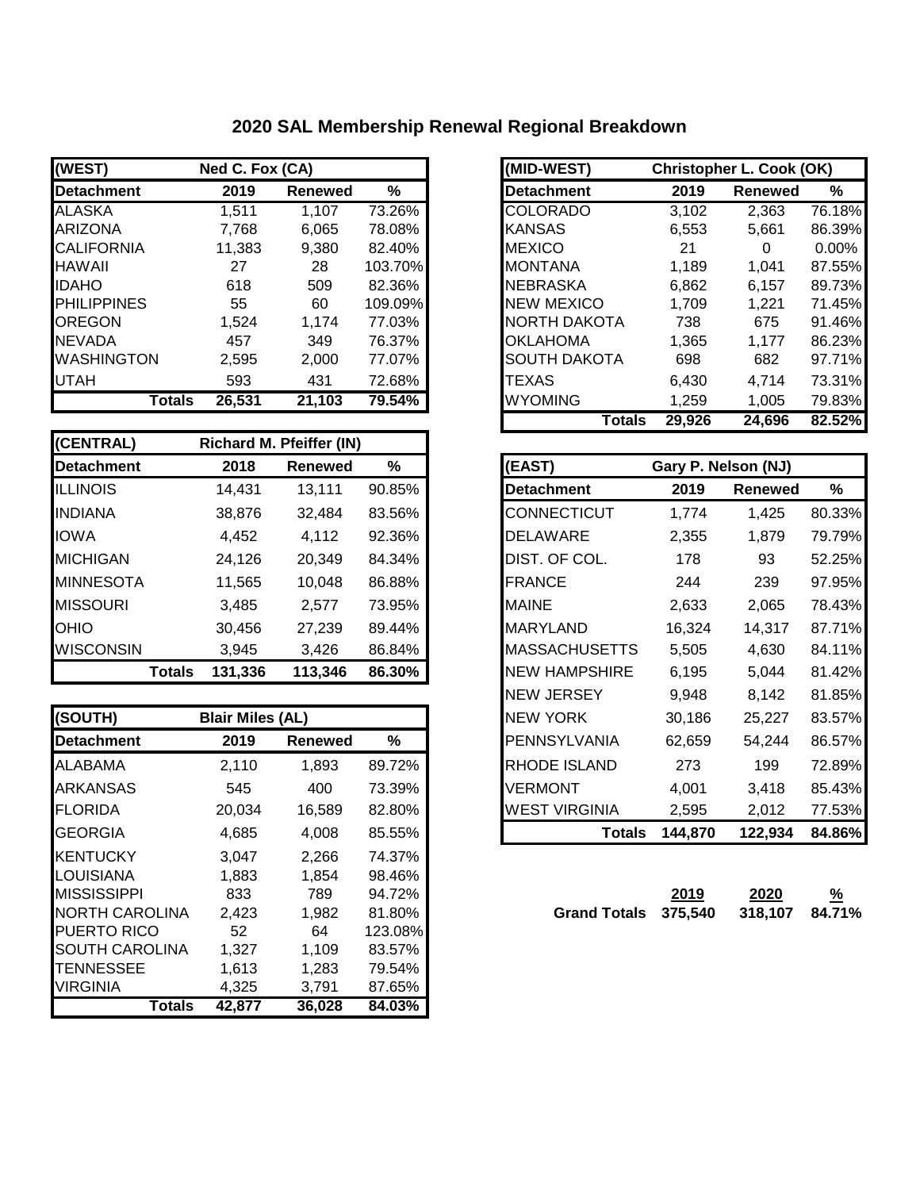# 2020 SAL Membership Renewal Regional Breakdown

| (WEST) | Ned C. Fox (CA) | | |
|---|---|---|---|
| Detachment | 2019 | Renewed | % |
| ALASKA | 1,511 | 1,107 | 73.26% |
| ARIZONA | 7,768 | 6,065 | 78.08% |
| CALIFORNIA | 11,383 | 9,380 | 82.40% |
| HAWAII | 27 | 28 | 103.70% |
| IDAHO | 618 | 509 | 82.36% |
| PHILIPPINES | 55 | 60 | 109.09% |
| OREGON | 1,524 | 1,174 | 77.03% |
| NEVADA | 457 | 349 | 76.37% |
| WASHINGTON | 2,595 | 2,000 | 77.07% |
| UTAH | 593 | 431 | 72.68% |
| **Totals** | **26,531** | **21,103** | **79.54%** |

| (MID-WEST) | Christopher L. Cook (OK) | | |
|---|---|---|---|
| Detachment | 2019 | Renewed | % |
| COLORADO | 3,102 | 2,363 | 76.18% |
| KANSAS | 6,553 | 5,661 | 86.39% |
| MEXICO | 21 | 0 | 0.00% |
| MONTANA | 1,189 | 1,041 | 87.55% |
| NEBRASKA | 6,862 | 6,157 | 89.73% |
| NEW MEXICO | 1,709 | 1,221 | 71.45% |
| NORTH DAKOTA | 738 | 675 | 91.46% |
| OKLAHOMA | 1,365 | 1,177 | 86.23% |
| SOUTH DAKOTA | 698 | 682 | 97.71% |
| TEXAS | 6,430 | 4,714 | 73.31% |
| WYOMING | 1,259 | 1,005 | 79.83% |
| **Totals** | **29,926** | **24,696** | **82.52%** |

| (CENTRAL) | Richard M. Pfeiffer (IN) | | |
|---|---|---|---|
| Detachment | 2018 | Renewed | % |
| ILLINOIS | 14,431 | 13,111 | 90.85% |
| INDIANA | 38,876 | 32,484 | 83.56% |
| IOWA | 4,452 | 4,112 | 92.36% |
| MICHIGAN | 24,126 | 20,349 | 84.34% |
| MINNESOTA | 11,565 | 10,048 | 86.88% |
| MISSOURI | 3,485 | 2,577 | 73.95% |
| OHIO | 30,456 | 27,239 | 89.44% |
| WISCONSIN | 3,945 | 3,426 | 86.84% |
| **Totals** | **131,336** | **113,346** | **86.30%** |

| (EAST) | Gary P. Nelson (NJ) | | |
|---|---|---|---|
| Detachment | 2019 | Renewed | % |
| CONNECTICUT | 1,774 | 1,425 | 80.33% |
| DELAWARE | 2,355 | 1,879 | 79.79% |
| DIST. OF COL. | 178 | 93 | 52.25% |
| FRANCE | 244 | 239 | 97.95% |
| MAINE | 2,633 | 2,065 | 78.43% |
| MARYLAND | 16,324 | 14,317 | 87.71% |
| MASSACHUSETTS | 5,505 | 4,630 | 84.11% |
| NEW HAMPSHIRE | 6,195 | 5,044 | 81.42% |
| NEW JERSEY | 9,948 | 8,142 | 81.85% |
| NEW YORK | 30,186 | 25,227 | 83.57% |
| PENNSYLVANIA | 62,659 | 54,244 | 86.57% |
| RHODE ISLAND | 273 | 199 | 72.89% |
| VERMONT | 4,001 | 3,418 | 85.43% |
| WEST VIRGINIA | 2,595 | 2,012 | 77.53% |
| **Totals** | **144,870** | **122,934** | **84.86%** |

| (SOUTH) | Blair Miles (AL) | | |
|---|---|---|---|
| Detachment | 2019 | Renewed | % |
| ALABAMA | 2,110 | 1,893 | 89.72% |
| ARKANSAS | 545 | 400 | 73.39% |
| FLORIDA | 20,034 | 16,589 | 82.80% |
| GEORGIA | 4,685 | 4,008 | 85.55% |
| KENTUCKY | 3,047 | 2,266 | 74.37% |
| LOUISIANA | 1,883 | 1,854 | 98.46% |
| MISSISSIPPI | 833 | 789 | 94.72% |
| NORTH CAROLINA | 2,423 | 1,982 | 81.80% |
| PUERTO RICO | 52 | 64 | 123.08% |
| SOUTH CAROLINA | 1,327 | 1,109 | 83.57% |
| TENNESSEE | 1,613 | 1,283 | 79.54% |
| VIRGINIA | 4,325 | 3,791 | 87.65% |
| **Totals** | **42,877** | **36,028** | **84.03%** |

| | 2019 | 2020 | % |
|---|---|---|---|
| **Grand Totals** | **375,540** | **318,107** | **84.71%** |